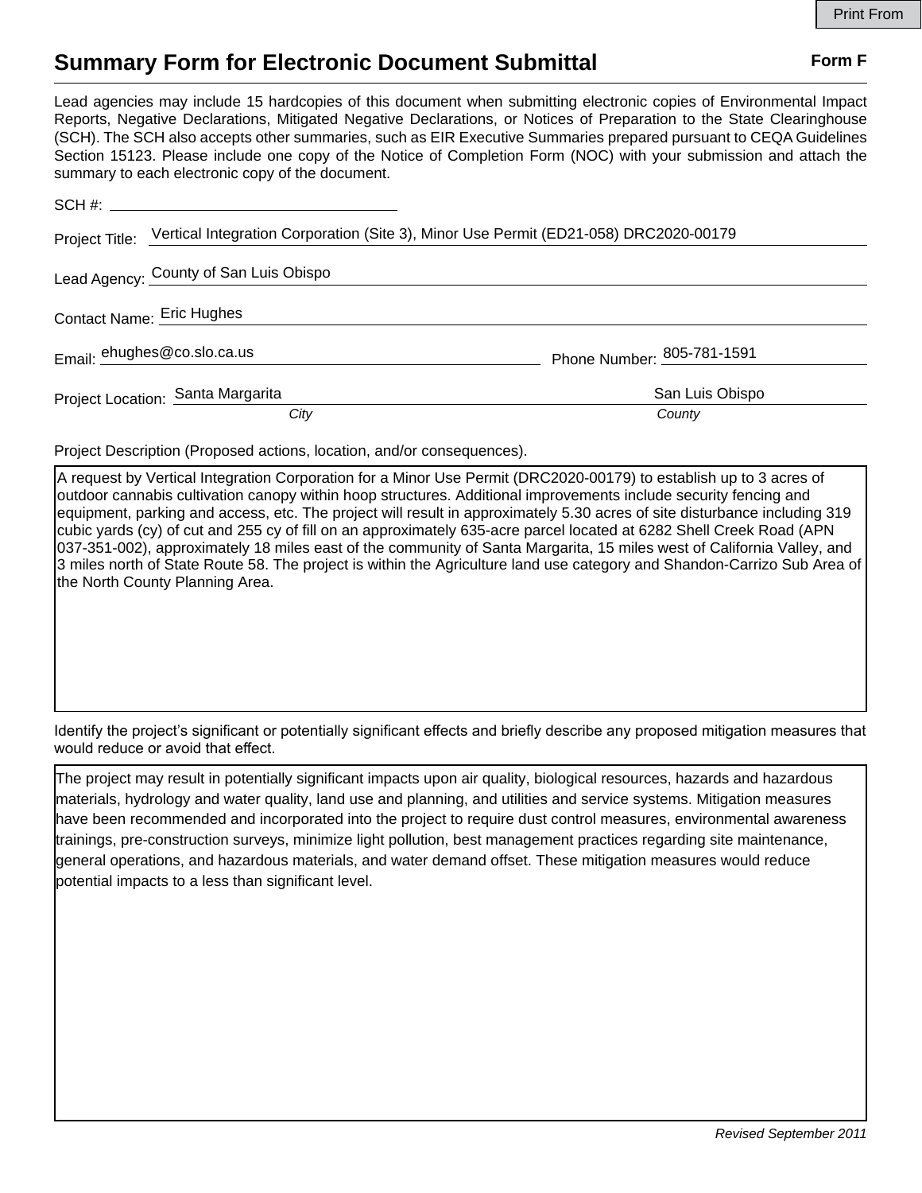# Summary Form for Electronic Document Submittal

**Form F**

Lead agencies may include 15 hardcopies of this document when submitting electronic copies of Environmental Impact Reports, Negative Declarations, Mitigated Negative Declarations, or Notices of Preparation to the State Clearinghouse (SCH). The SCH also accepts other summaries, such as EIR Executive Summaries prepared pursuant to CEQA Guidelines Section 15123. Please include one copy of the Notice of Completion Form (NOC) with your submission and attach the summary to each electronic copy of the document.

SCH #:

Project Title: Vertical Integration Corporation (Site 3), Minor Use Permit (ED21-058) DRC2020-00179

Lead Agency: County of San Luis Obispo

Contact Name: Eric Hughes

Email: ehughes@co.slo.ca.us

Phone Number: 805-781-1591

Project Location: Santa Margarita (City) San Luis Obispo (County)

Project Description (Proposed actions, location, and/or consequences).

A request by Vertical Integration Corporation for a Minor Use Permit (DRC2020-00179) to establish up to 3 acres of outdoor cannabis cultivation canopy within hoop structures. Additional improvements include security fencing and equipment, parking and access, etc. The project will result in approximately 5.30 acres of site disturbance including 319 cubic yards (cy) of cut and 255 cy of fill on an approximately 635-acre parcel located at 6282 Shell Creek Road (APN 037-351-002), approximately 18 miles east of the community of Santa Margarita, 15 miles west of California Valley, and 3 miles north of State Route 58. The project is within the Agriculture land use category and Shandon-Carrizo Sub Area of the North County Planning Area.

Identify the project's significant or potentially significant effects and briefly describe any proposed mitigation measures that would reduce or avoid that effect.

The project may result in potentially significant impacts upon air quality, biological resources, hazards and hazardous materials, hydrology and water quality, land use and planning, and utilities and service systems. Mitigation measures have been recommended and incorporated into the project to require dust control measures, environmental awareness trainings, pre-construction surveys, minimize light pollution, best management practices regarding site maintenance, general operations, and hazardous materials, and water demand offset. These mitigation measures would reduce potential impacts to a less than significant level.

*Revised September 2011*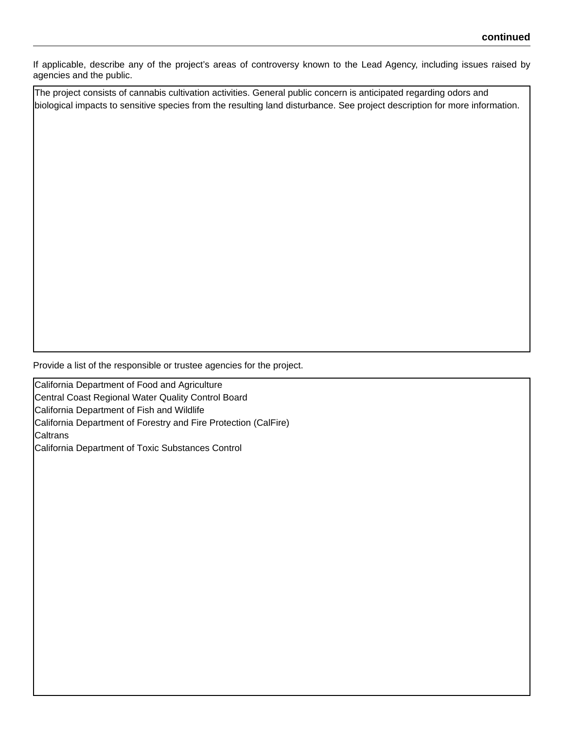**continued**

If applicable, describe any of the project's areas of controversy known to the Lead Agency, including issues raised by agencies and the public.

The project consists of cannabis cultivation activities. General public concern is anticipated regarding odors and biological impacts to sensitive species from the resulting land disturbance. See project description for more information.

Provide a list of the responsible or trustee agencies for the project.

California Department of Food and Agriculture
Central Coast Regional Water Quality Control Board
California Department of Fish and Wildlife
California Department of Forestry and Fire Protection (CalFire)
Caltrans
California Department of Toxic Substances Control